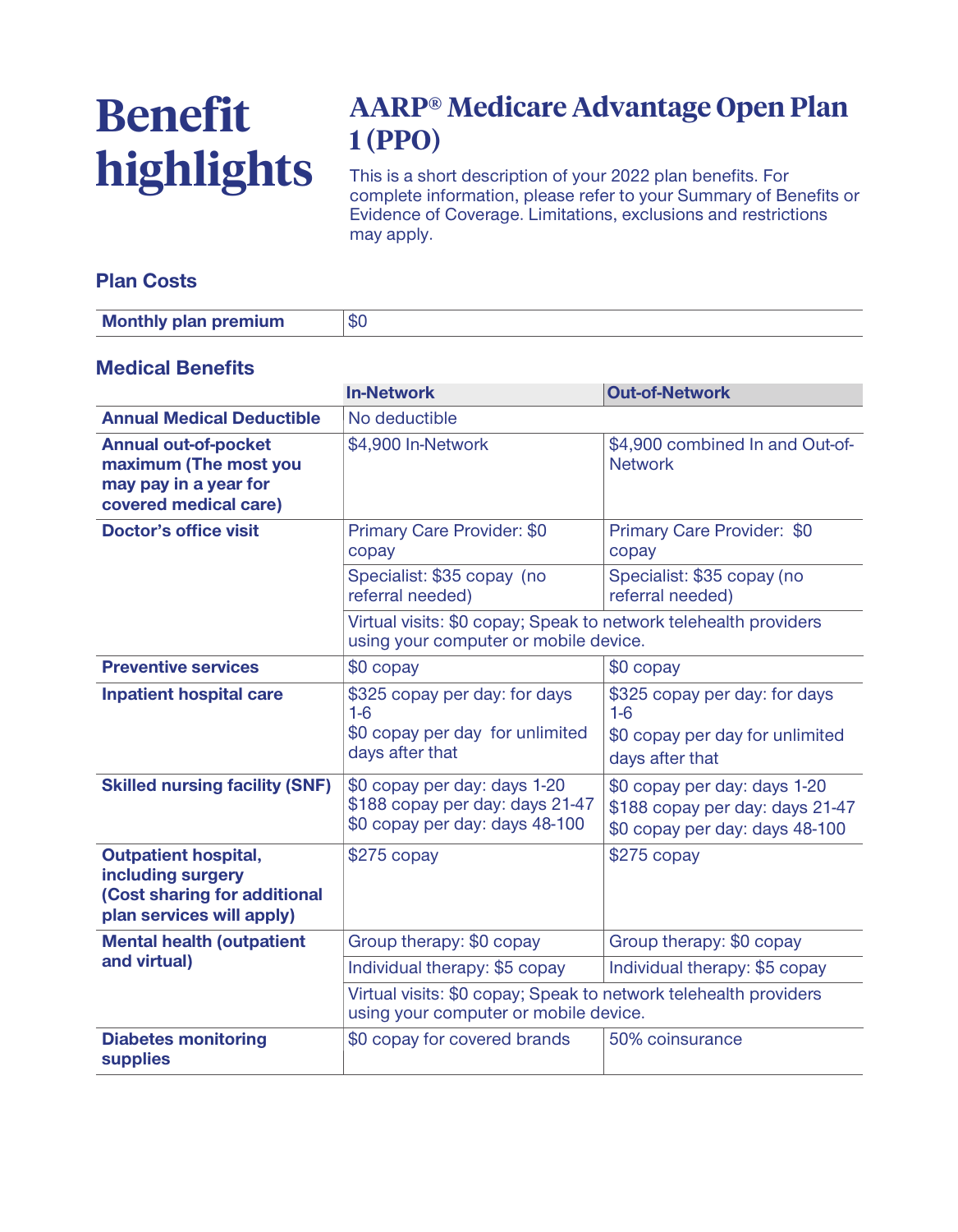# Benefit highlights

## AARP® Medicare Advantage Open Plan 1 (PPO)

This is a short description of your 2022 plan benefits. For complete information, please refer to your Summary of Benefits or Evidence of Coverage. Limitations, exclusions and restrictions may apply.

### Plan Costs

| | |
|---|---|
| **Monthly plan premium** | $0 |

### Medical Benefits

| | In-Network | Out-of-Network |
|---|---|---|
| **Annual Medical Deductible** | No deductible | |
| **Annual out-of-pocket maximum (The most you may pay in a year for covered medical care)** | $4,900 In-Network | $4,900 combined In and Out-of-Network |
| **Doctor's office visit** | Primary Care Provider: $0 copay | Primary Care Provider: $0 copay |
| | Specialist: $35 copay (no referral needed) | Specialist: $35 copay (no referral needed) |
| | Virtual visits: $0 copay; Speak to network telehealth providers using your computer or mobile device. | |
| **Preventive services** | $0 copay | $0 copay |
| **Inpatient hospital care** | $325 copay per day: for days 1-6<br>$0 copay per day for unlimited days after that | $325 copay per day: for days 1-6<br>$0 copay per day for unlimited days after that |
| **Skilled nursing facility (SNF)** | $0 copay per day: days 1-20<br>$188 copay per day: days 21-47<br>$0 copay per day: days 48-100 | $0 copay per day: days 1-20<br>$188 copay per day: days 21-47<br>$0 copay per day: days 48-100 |
| **Outpatient hospital, including surgery (Cost sharing for additional plan services will apply)** | $275 copay | $275 copay |
| **Mental health (outpatient and virtual)** | Group therapy: $0 copay | Group therapy: $0 copay |
| | Individual therapy: $5 copay | Individual therapy: $5 copay |
| | Virtual visits: $0 copay; Speak to network telehealth providers using your computer or mobile device. | |
| **Diabetes monitoring supplies** | $0 copay for covered brands | 50% coinsurance |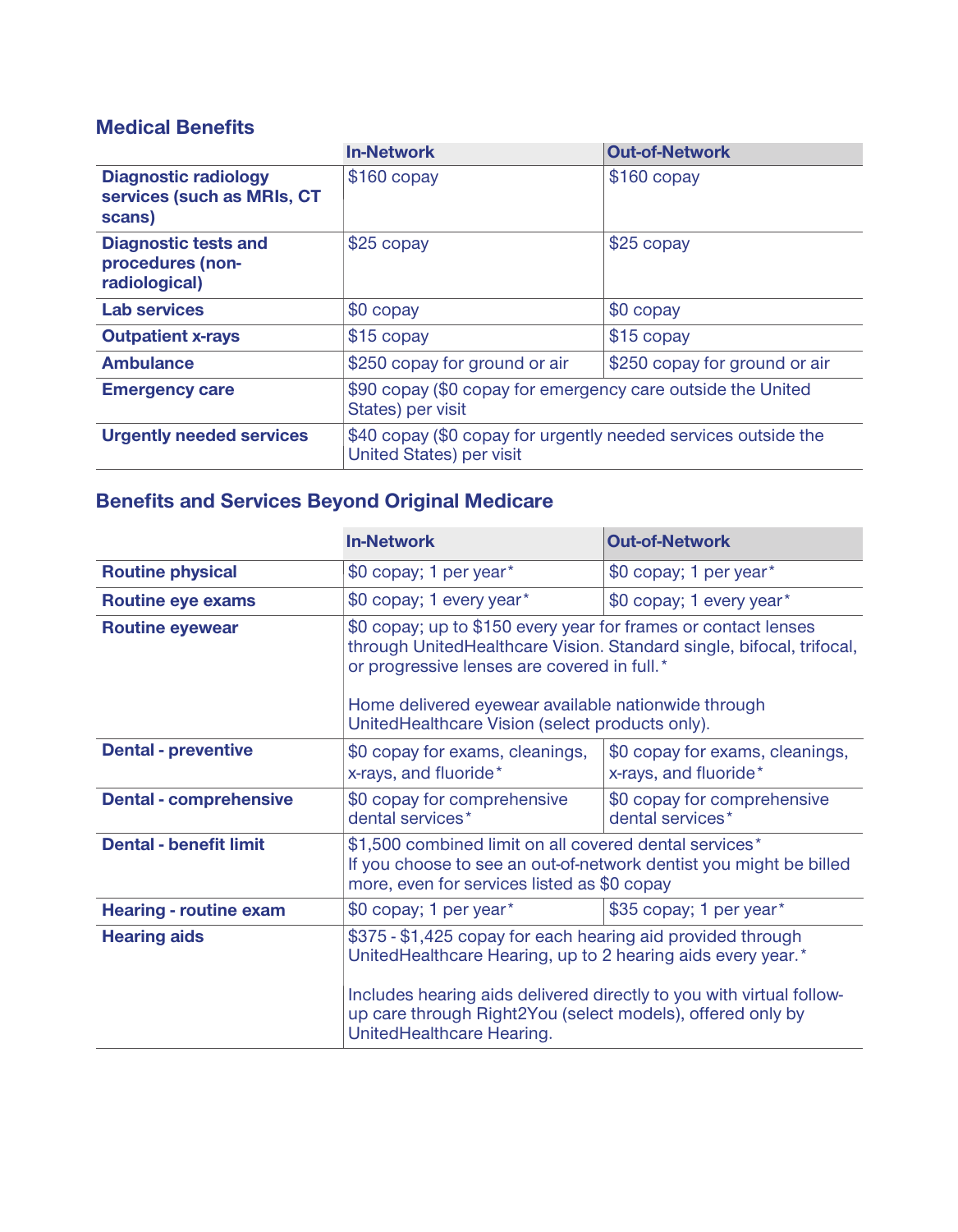## Medical Benefits

| | In-Network | Out-of-Network |
|---|---|---|
| **Diagnostic radiology services (such as MRIs, CT scans)** | $160 copay | $160 copay |
| **Diagnostic tests and procedures (non-radiological)** | $25 copay | $25 copay |
| **Lab services** | $0 copay | $0 copay |
| **Outpatient x-rays** | $15 copay | $15 copay |
| **Ambulance** | $250 copay for ground or air | $250 copay for ground or air |
| **Emergency care** | $90 copay ($0 copay for emergency care outside the United States) per visit | |
| **Urgently needed services** | $40 copay ($0 copay for urgently needed services outside the United States) per visit | |

## Benefits and Services Beyond Original Medicare

| | In-Network | Out-of-Network |
|---|---|---|
| **Routine physical** | $0 copay; 1 per year* | $0 copay; 1 per year* |
| **Routine eye exams** | $0 copay; 1 every year* | $0 copay; 1 every year* |
| **Routine eyewear** | $0 copay; up to $150 every year for frames or contact lenses through UnitedHealthcare Vision. Standard single, bifocal, trifocal, or progressive lenses are covered in full.*<br><br>Home delivered eyewear available nationwide through UnitedHealthcare Vision (select products only). | |
| **Dental - preventive** | $0 copay for exams, cleanings, x-rays, and fluoride* | $0 copay for exams, cleanings, x-rays, and fluoride* |
| **Dental - comprehensive** | $0 copay for comprehensive dental services* | $0 copay for comprehensive dental services* |
| **Dental - benefit limit** | $1,500 combined limit on all covered dental services*<br>If you choose to see an out-of-network dentist you might be billed more, even for services listed as $0 copay | |
| **Hearing - routine exam** | $0 copay; 1 per year* | $35 copay; 1 per year* |
| **Hearing aids** | $375 - $1,425 copay for each hearing aid provided through UnitedHealthcare Hearing, up to 2 hearing aids every year.*<br><br>Includes hearing aids delivered directly to you with virtual follow-up care through Right2You (select models), offered only by UnitedHealthcare Hearing. | |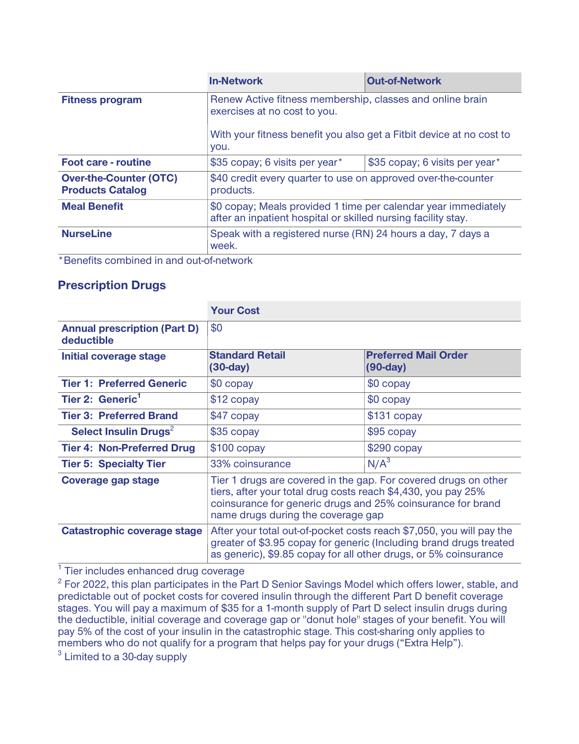| | In-Network | Out-of-Network |
|---|---|---|
| **Fitness program** | Renew Active fitness membership, classes and online brain exercises at no cost to you.<br><br>With your fitness benefit you also get a Fitbit device at no cost to you. | |
| **Foot care - routine** | $35 copay; 6 visits per year* | $35 copay; 6 visits per year* |
| **Over-the-Counter (OTC) Products Catalog** | $40 credit every quarter to use on approved over-the-counter products. | |
| **Meal Benefit** | $0 copay; Meals provided 1 time per calendar year immediately after an inpatient hospital or skilled nursing facility stay. | |
| **NurseLine** | Speak with a registered nurse (RN) 24 hours a day, 7 days a week. | |

*Benefits combined in and out-of-network

## Prescription Drugs

| | Your Cost | |
|---|---|---|
| **Annual prescription (Part D) deductible** | $0 | |
| **Initial coverage stage** | **Standard Retail (30-day)** | **Preferred Mail Order (90-day)** |
| **Tier 1: Preferred Generic** | $0 copay | $0 copay |
| **Tier 2: Generic**[1] | $12 copay | $0 copay |
| **Tier 3: Preferred Brand** | $47 copay | $131 copay |
| **Select Insulin Drugs**[2] | $35 copay | $95 copay |
| **Tier 4: Non-Preferred Drug** | $100 copay | $290 copay |
| **Tier 5: Specialty Tier** | 33% coinsurance | N/A[3] |
| **Coverage gap stage** | Tier 1 drugs are covered in the gap. For covered drugs on other tiers, after your total drug costs reach $4,430, you pay 25% coinsurance for generic drugs and 25% coinsurance for brand name drugs during the coverage gap | |
| **Catastrophic coverage stage** | After your total out-of-pocket costs reach $7,050, you will pay the greater of $3.95 copay for generic (Including brand drugs treated as generic), $9.85 copay for all other drugs, or 5% coinsurance | |

[1] Tier includes enhanced drug coverage

[2] For 2022, this plan participates in the Part D Senior Savings Model which offers lower, stable, and predictable out of pocket costs for covered insulin through the different Part D benefit coverage stages. You will pay a maximum of $35 for a 1-month supply of Part D select insulin drugs during the deductible, initial coverage and coverage gap or "donut hole" stages of your benefit. You will pay 5% of the cost of your insulin in the catastrophic stage. This cost-sharing only applies to members who do not qualify for a program that helps pay for your drugs ("Extra Help").

[3] Limited to a 30-day supply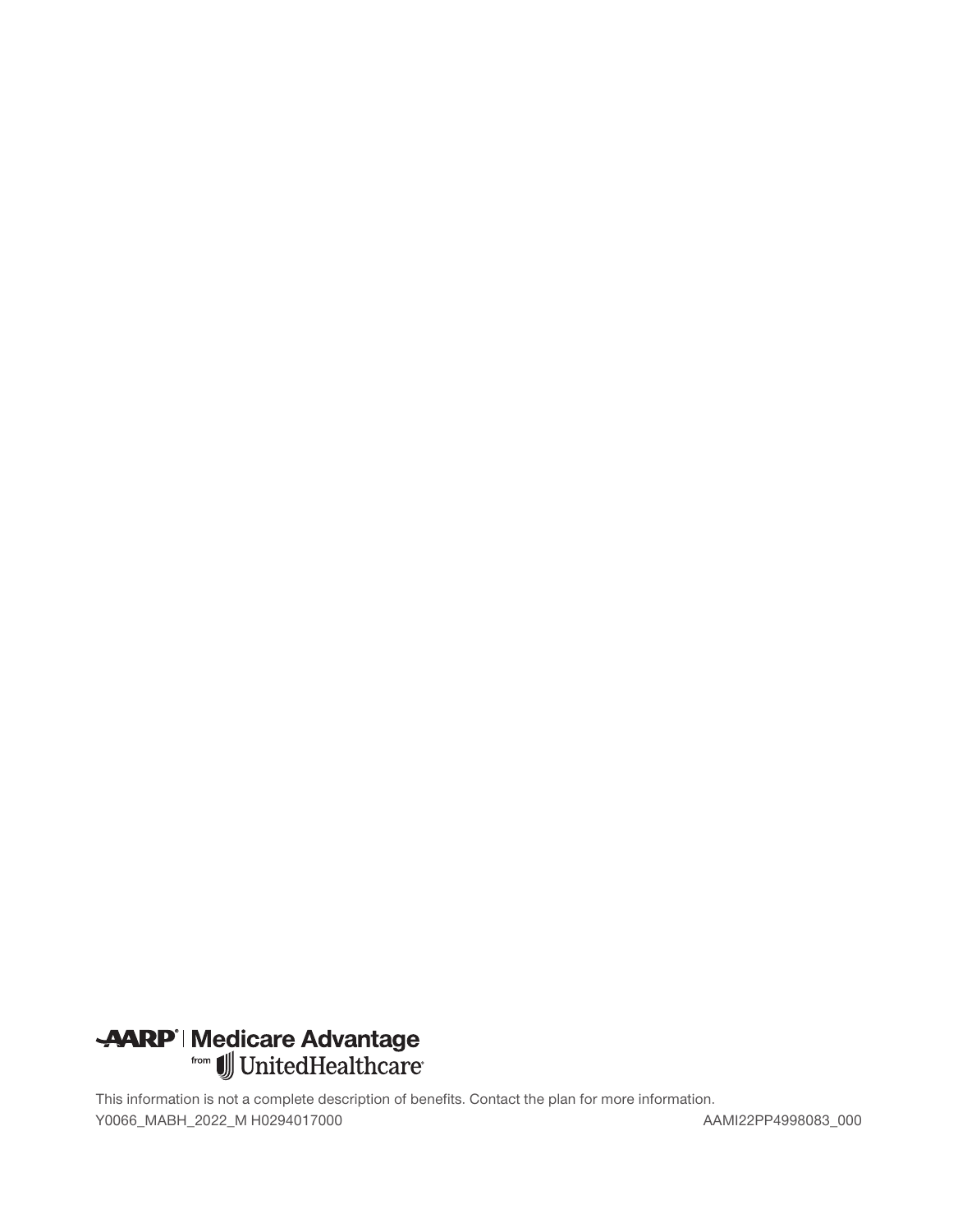AARP® | Medicare Advantage
from UnitedHealthcare®

This information is not a complete description of benefits. Contact the plan for more information.

Y0066_MABH_2022_M H0294017000 AAMI22PP4998083_000